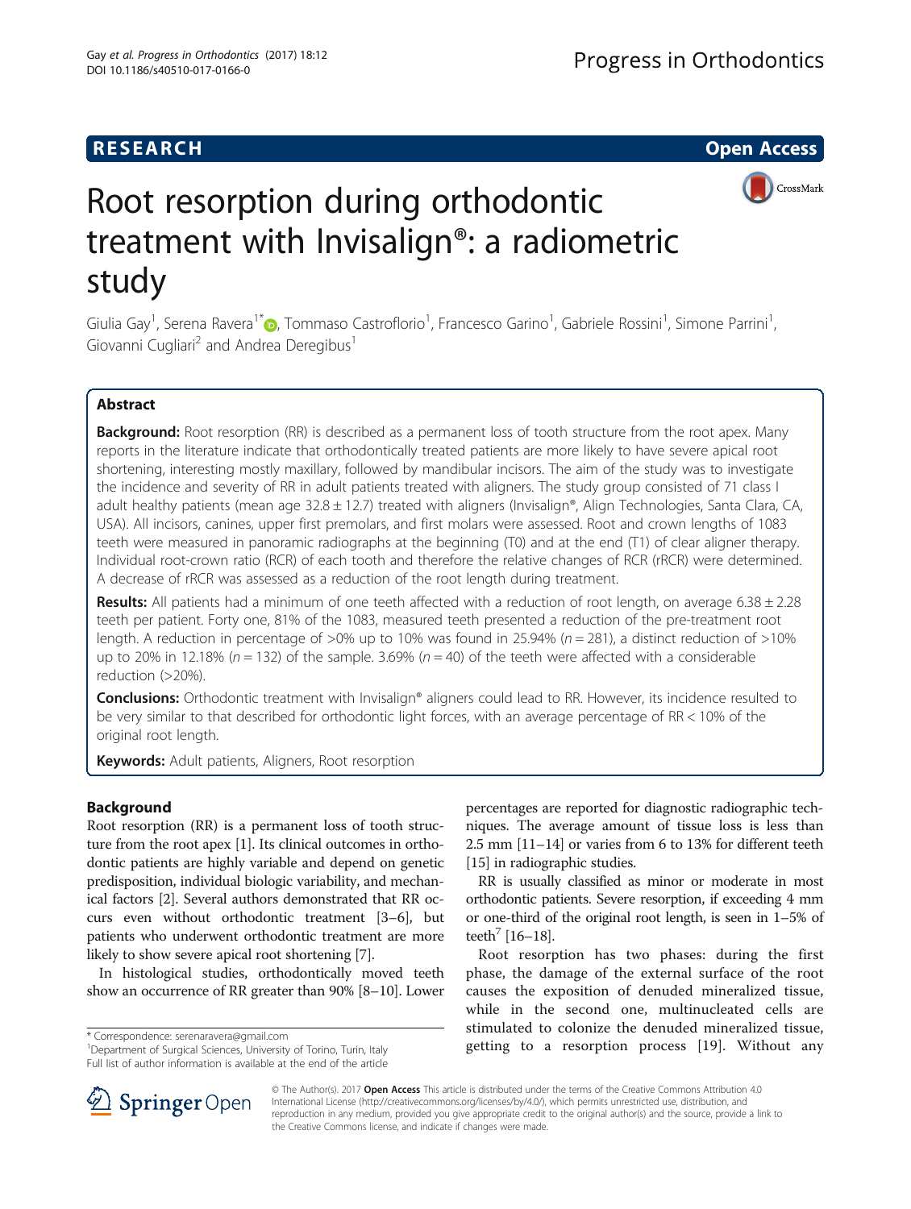**RESEARCH** **Open Access**

# Root resorption during orthodontic treatment with Invisalign®: a radiometric study

Giulia Gay[1], Serena Ravera[1*], Tommaso Castroflorio[1], Francesco Garino[1], Gabriele Rossini[1], Simone Parrini[1], Giovanni Cugliari[2] and Andrea Deregibus[1]

## Abstract

**Background:** Root resorption (RR) is described as a permanent loss of tooth structure from the root apex. Many reports in the literature indicate that orthodontically treated patients are more likely to have severe apical root shortening, interesting mostly maxillary, followed by mandibular incisors. The aim of the study was to investigate the incidence and severity of RR in adult patients treated with aligners. The study group consisted of 71 class I adult healthy patients (mean age 32.8 ± 12.7) treated with aligners (Invisalign®, Align Technologies, Santa Clara, CA, USA). All incisors, canines, upper first premolars, and first molars were assessed. Root and crown lengths of 1083 teeth were measured in panoramic radiographs at the beginning (T0) and at the end (T1) of clear aligner therapy. Individual root-crown ratio (RCR) of each tooth and therefore the relative changes of RCR (rRCR) were determined. A decrease of rRCR was assessed as a reduction of the root length during treatment.

**Results:** All patients had a minimum of one teeth affected with a reduction of root length, on average 6.38 ± 2.28 teeth per patient. Forty one, 81% of the 1083, measured teeth presented a reduction of the pre-treatment root length. A reduction in percentage of >0% up to 10% was found in 25.94% ($n = 281$), a distinct reduction of >10% up to 20% in 12.18% ($n = 132$) of the sample. 3.69% ($n = 40$) of the teeth were affected with a considerable reduction (>20%).

**Conclusions:** Orthodontic treatment with Invisalign® aligners could lead to RR. However, its incidence resulted to be very similar to that described for orthodontic light forces, with an average percentage of RR < 10% of the original root length.

**Keywords:** Adult patients, Aligners, Root resorption

## Background

Root resorption (RR) is a permanent loss of tooth structure from the root apex [1]. Its clinical outcomes in orthodontic patients are highly variable and depend on genetic predisposition, individual biologic variability, and mechanical factors [2]. Several authors demonstrated that RR occurs even without orthodontic treatment [3–6], but patients who underwent orthodontic treatment are more likely to show severe apical root shortening [7].

In histological studies, orthodontically moved teeth show an occurrence of RR greater than 90% [8–10]. Lower percentages are reported for diagnostic radiographic techniques. The average amount of tissue loss is less than 2.5 mm [11–14] or varies from 6 to 13% for different teeth [15] in radiographic studies.

RR is usually classified as minor or moderate in most orthodontic patients. Severe resorption, if exceeding 4 mm or one-third of the original root length, is seen in 1–5% of teeth[7] [16–18].

Root resorption has two phases: during the first phase, the damage of the external surface of the root causes the exposition of denuded mineralized tissue, while in the second one, multinucleated cells are stimulated to colonize the denuded mineralized tissue, getting to a resorption process [19]. Without any

\* Correspondence: serenaravera@gmail.com
[1]Department of Surgical Sciences, University of Torino, Turin, Italy
Full list of author information is available at the end of the article

© The Author(s). 2017 **Open Access** This article is distributed under the terms of the Creative Commons Attribution 4.0 International License (http://creativecommons.org/licenses/by/4.0/), which permits unrestricted use, distribution, and reproduction in any medium, provided you give appropriate credit to the original author(s) and the source, provide a link to the Creative Commons license, and indicate if changes were made.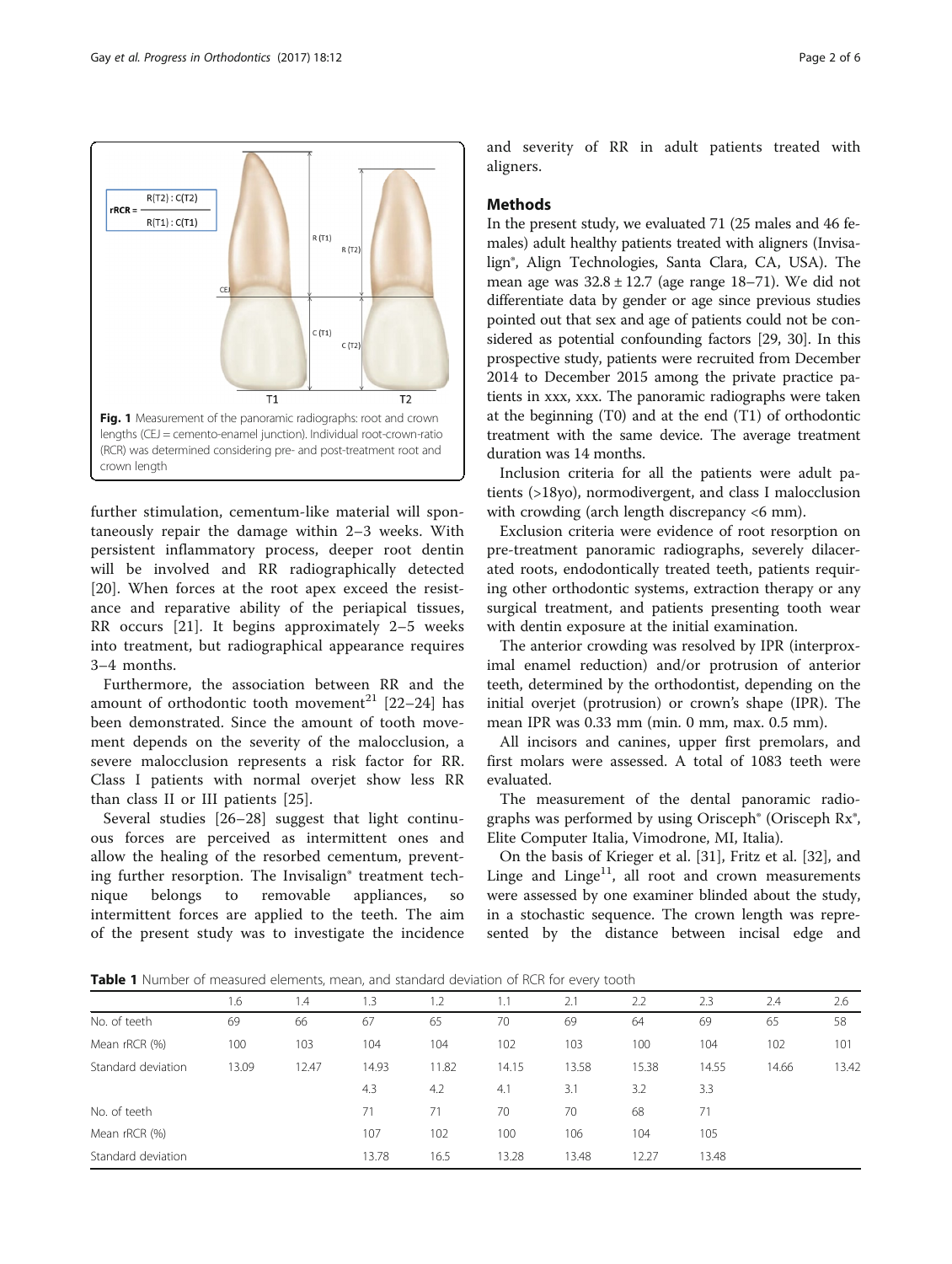Fig. 1 Measurement of the panoramic radiographs: root and crown lengths (CEJ = cemento-enamel junction). Individual root-crown-ratio (RCR) was determined considering pre- and post-treatment root and crown length

further stimulation, cementum-like material will spontaneously repair the damage within 2–3 weeks. With persistent inflammatory process, deeper root dentin will be involved and RR radiographically detected [20]. When forces at the root apex exceed the resistance and reparative ability of the periapical tissues, RR occurs [21]. It begins approximately 2–5 weeks into treatment, but radiographical appearance requires 3–4 months.

Furthermore, the association between RR and the amount of orthodontic tooth movement[21] [22–24] has been demonstrated. Since the amount of tooth movement depends on the severity of the malocclusion, a severe malocclusion represents a risk factor for RR. Class I patients with normal overjet show less RR than class II or III patients [25].

Several studies [26–28] suggest that light continuous forces are perceived as intermittent ones and allow the healing of the resorbed cementum, preventing further resorption. The Invisalign® treatment technique belongs to removable appliances, so intermittent forces are applied to the teeth. The aim of the present study was to investigate the incidence and severity of RR in adult patients treated with aligners.

## Methods

In the present study, we evaluated 71 (25 males and 46 females) adult healthy patients treated with aligners (Invisalign®, Align Technologies, Santa Clara, CA, USA). The mean age was $32.8 \pm 12.7$ (age range 18–71). We did not differentiate data by gender or age since previous studies pointed out that sex and age of patients could not be considered as potential confounding factors [29, 30]. In this prospective study, patients were recruited from December 2014 to December 2015 among the private practice patients in xxx, xxx. The panoramic radiographs were taken at the beginning (T0) and at the end (T1) of orthodontic treatment with the same device. The average treatment duration was 14 months.

Inclusion criteria for all the patients were adult patients (>18yo), normodivergent, and class I malocclusion with crowding (arch length discrepancy <6 mm).

Exclusion criteria were evidence of root resorption on pre-treatment panoramic radiographs, severely dilacerated roots, endodontically treated teeth, patients requiring other orthodontic systems, extraction therapy or any surgical treatment, and patients presenting tooth wear with dentin exposure at the initial examination.

The anterior crowding was resolved by IPR (interproximal enamel reduction) and/or protrusion of anterior teeth, determined by the orthodontist, depending on the initial overjet (protrusion) or crown's shape (IPR). The mean IPR was 0.33 mm (min. 0 mm, max. 0.5 mm).

All incisors and canines, upper first premolars, and first molars were assessed. A total of 1083 teeth were evaluated.

The measurement of the dental panoramic radiographs was performed by using Orisceph® (Orisceph Rx®, Elite Computer Italia, Vimodrone, MI, Italia).

On the basis of Krieger et al. [31], Fritz et al. [32], and Linge and Linge[11], all root and crown measurements were assessed by one examiner blinded about the study, in a stochastic sequence. The crown length was represented by the distance between incisal edge and

**Table 1** Number of measured elements, mean, and standard deviation of RCR for every tooth

| | 1.6 | 1.4 | 1.3 | 1.2 | 1.1 | 2.1 | 2.2 | 2.3 | 2.4 | 2.6 |
|---|---|---|---|---|---|---|---|---|---|---|
| No. of teeth | 69 | 66 | 67 | 65 | 70 | 69 | 64 | 69 | 65 | 58 |
| Mean rRCR (%) | 100 | 103 | 104 | 104 | 102 | 103 | 100 | 104 | 102 | 101 |
| Standard deviation | 13.09 | 12.47 | 14.93 | 11.82 | 14.15 | 13.58 | 15.38 | 14.55 | 14.66 | 13.42 |
| | | | 4.3 | 4.2 | 4.1 | 3.1 | 3.2 | 3.3 | | |
| No. of teeth | | | 71 | 71 | 70 | 70 | 68 | 71 | | |
| Mean rRCR (%) | | | 107 | 102 | 100 | 106 | 104 | 105 | | |
| Standard deviation | | | 13.78 | 16.5 | 13.28 | 13.48 | 12.27 | 13.48 | | |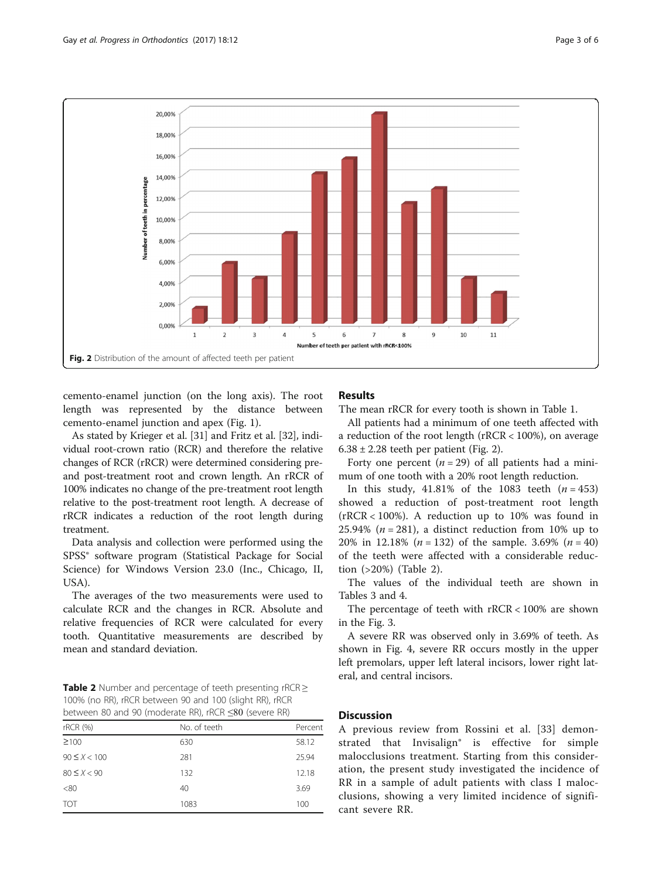Fig. 2 Distribution of the amount of affected teeth per patient

cemento-enamel junction (on the long axis). The root length was represented by the distance between cemento-enamel junction and apex (Fig. 1).

As stated by Krieger et al. [31] and Fritz et al. [32], individual root-crown ratio (RCR) and therefore the relative changes of RCR (rRCR) were determined considering pre- and post-treatment root and crown length. An rRCR of 100% indicates no change of the pre-treatment root length relative to the post-treatment root length. A decrease of rRCR indicates a reduction of the root length during treatment.

Data analysis and collection were performed using the SPSS® software program (Statistical Package for Social Science) for Windows Version 23.0 (Inc., Chicago, Il, USA).

The averages of the two measurements were used to calculate RCR and the changes in RCR. Absolute and relative frequencies of RCR were calculated for every tooth. Quantitative measurements are described by mean and standard deviation.

**Table 2** Number and percentage of teeth presenting rRCR ≥ 100% (no RR), rRCR between 90 and 100 (slight RR), rRCR between 80 and 90 (moderate RR), rRCR ≤80 (severe RR)

| rRCR (%) | No. of teeth | Percent |
|---|---|---|
| ≥100 | 630 | 58.12 |
| $90 \leq X < 100$ | 281 | 25.94 |
| $80 \leq X < 90$ | 132 | 12.18 |
| <80 | 40 | 3.69 |
| TOT | 1083 | 100 |

## Results

The mean rRCR for every tooth is shown in Table 1.

All patients had a minimum of one teeth affected with a reduction of the root length (rRCR < 100%), on average 6.38 ± 2.28 teeth per patient (Fig. 2).

Forty one percent ($n = 29$) of all patients had a minimum of one tooth with a 20% root length reduction.

In this study, 41.81% of the 1083 teeth ($n = 453$) showed a reduction of post-treatment root length (rRCR < 100%). A reduction up to 10% was found in 25.94% ($n = 281$), a distinct reduction from 10% up to 20% in 12.18% ($n = 132$) of the sample. 3.69% ($n = 40$) of the teeth were affected with a considerable reduction (>20%) (Table 2).

The values of the individual teeth are shown in Tables 3 and 4.

The percentage of teeth with rRCR < 100% are shown in the Fig. 3.

A severe RR was observed only in 3.69% of teeth. As shown in Fig. 4, severe RR occurs mostly in the upper left premolars, upper left lateral incisors, lower right lateral, and central incisors.

## Discussion

A previous review from Rossini et al. [33] demonstrated that Invisalign® is effective for simple malocclusions treatment. Starting from this consideration, the present study investigated the incidence of RR in a sample of adult patients with class I malocclusions, showing a very limited incidence of significant severe RR.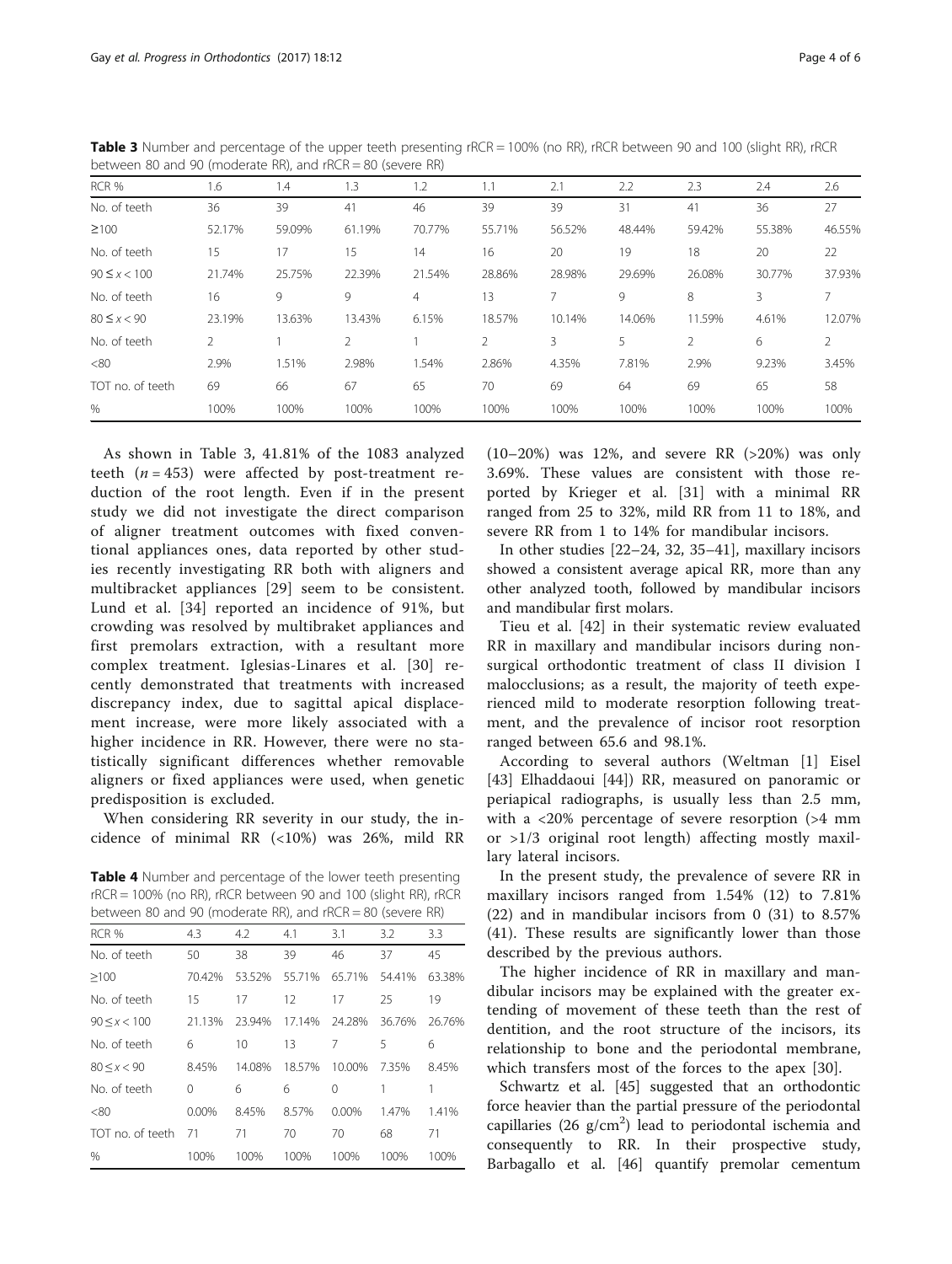**Table 3** Number and percentage of the upper teeth presenting rRCR = 100% (no RR), rRCR between 90 and 100 (slight RR), rRCR between 80 and 90 (moderate RR), and rRCR = 80 (severe RR)

| RCR % | 1.6 | 1.4 | 1.3 | 1.2 | 1.1 | 2.1 | 2.2 | 2.3 | 2.4 | 2.6 |
|---|---|---|---|---|---|---|---|---|---|---|
| No. of teeth | 36 | 39 | 41 | 46 | 39 | 39 | 31 | 41 | 36 | 27 |
| ≥100 | 52.17% | 59.09% | 61.19% | 70.77% | 55.71% | 56.52% | 48.44% | 59.42% | 55.38% | 46.55% |
| No. of teeth | 15 | 17 | 15 | 14 | 16 | 20 | 19 | 18 | 20 | 22 |
| 90 ≤ x < 100 | 21.74% | 25.75% | 22.39% | 21.54% | 28.86% | 28.98% | 29.69% | 26.08% | 30.77% | 37.93% |
| No. of teeth | 16 | 9 | 9 | 4 | 13 | 7 | 9 | 8 | 3 | 7 |
| 80 ≤ x < 90 | 23.19% | 13.63% | 13.43% | 6.15% | 18.57% | 10.14% | 14.06% | 11.59% | 4.61% | 12.07% |
| No. of teeth | 2 | 1 | 2 | 1 | 2 | 3 | 5 | 2 | 6 | 2 |
| <80 | 2.9% | 1.51% | 2.98% | 1.54% | 2.86% | 4.35% | 7.81% | 2.9% | 9.23% | 3.45% |
| TOT no. of teeth | 69 | 66 | 67 | 65 | 70 | 69 | 64 | 69 | 65 | 58 |
| % | 100% | 100% | 100% | 100% | 100% | 100% | 100% | 100% | 100% | 100% |

As shown in Table 3, 41.81% of the 1083 analyzed teeth ($n = 453$) were affected by post-treatment reduction of the root length. Even if in the present study we did not investigate the direct comparison of aligner treatment outcomes with fixed conventional appliances ones, data reported by other studies recently investigating RR both with aligners and multibracket appliances [29] seem to be consistent. Lund et al. [34] reported an incidence of 91%, but crowding was resolved by multibraket appliances and first premolars extraction, with a resultant more complex treatment. Iglesias-Linares et al. [30] recently demonstrated that treatments with increased discrepancy index, due to sagittal apical displacement increase, were more likely associated with a higher incidence in RR. However, there were no statistically significant differences whether removable aligners or fixed appliances were used, when genetic predisposition is excluded.

When considering RR severity in our study, the incidence of minimal RR (<10%) was 26%, mild RR (10–20%) was 12%, and severe RR (>20%) was only 3.69%. These values are consistent with those reported by Krieger et al. [31] with a minimal RR ranged from 25 to 32%, mild RR from 11 to 18%, and severe RR from 1 to 14% for mandibular incisors.

**Table 4** Number and percentage of the lower teeth presenting rRCR = 100% (no RR), rRCR between 90 and 100 (slight RR), rRCR between 80 and 90 (moderate RR), and rRCR = 80 (severe RR)

| RCR % | 4.3 | 4.2 | 4.1 | 3.1 | 3.2 | 3.3 |
|---|---|---|---|---|---|---|
| No. of teeth | 50 | 38 | 39 | 46 | 37 | 45 |
| ≥100 | 70.42% | 53.52% | 55.71% | 65.71% | 54.41% | 63.38% |
| No. of teeth | 15 | 17 | 12 | 17 | 25 | 19 |
| 90 ≤ x < 100 | 21.13% | 23.94% | 17.14% | 24.28% | 36.76% | 26.76% |
| No. of teeth | 6 | 10 | 13 | 7 | 5 | 6 |
| 80 ≤ x < 90 | 8.45% | 14.08% | 18.57% | 10.00% | 7.35% | 8.45% |
| No. of teeth | 0 | 6 | 6 | 0 | 1 | 1 |
| <80 | 0.00% | 8.45% | 8.57% | 0.00% | 1.47% | 1.41% |
| TOT no. of teeth | 71 | 71 | 70 | 70 | 68 | 71 |
| % | 100% | 100% | 100% | 100% | 100% | 100% |

In other studies [22–24, 32, 35–41], maxillary incisors showed a consistent average apical RR, more than any other analyzed tooth, followed by mandibular incisors and mandibular first molars.

Tieu et al. [42] in their systematic review evaluated RR in maxillary and mandibular incisors during non-surgical orthodontic treatment of class II division I malocclusions; as a result, the majority of teeth experienced mild to moderate resorption following treatment, and the prevalence of incisor root resorption ranged between 65.6 and 98.1%.

According to several authors (Weltman [1] Eisel [43] Elhaddaoui [44]) RR, measured on panoramic or periapical radiographs, is usually less than 2.5 mm, with a <20% percentage of severe resorption (>4 mm or >1/3 original root length) affecting mostly maxillary lateral incisors.

In the present study, the prevalence of severe RR in maxillary incisors ranged from 1.54% (12) to 7.81% (22) and in mandibular incisors from 0 (31) to 8.57% (41). These results are significantly lower than those described by the previous authors.

The higher incidence of RR in maxillary and mandibular incisors may be explained with the greater extending of movement of these teeth than the rest of dentition, and the root structure of the incisors, its relationship to bone and the periodontal membrane, which transfers most of the forces to the apex [30].

Schwartz et al. [45] suggested that an orthodontic force heavier than the partial pressure of the periodontal capillaries (26 g/cm$^2$) lead to periodontal ischemia and consequently to RR. In their prospective study, Barbagallo et al. [46] quantify premolar cementum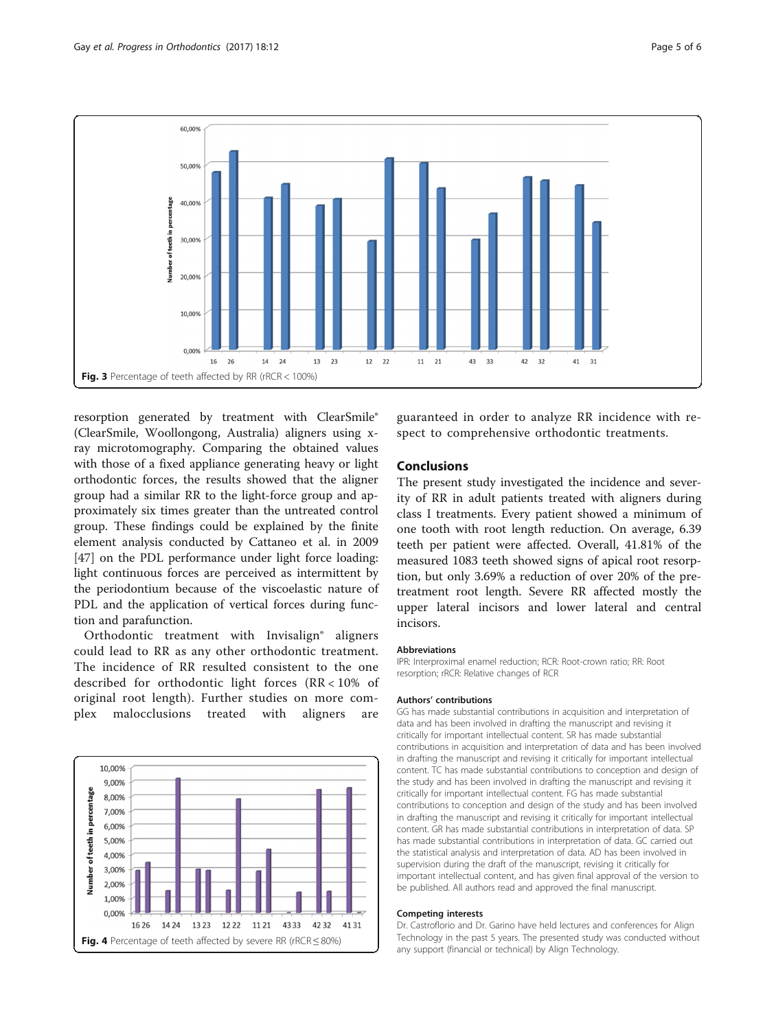Fig. 3 Percentage of teeth affected by RR (rRCR < 100%)

resorption generated by treatment with ClearSmile® (ClearSmile, Woollongong, Australia) aligners using x-ray microtomography. Comparing the obtained values with those of a fixed appliance generating heavy or light orthodontic forces, the results showed that the aligner group had a similar RR to the light-force group and approximately six times greater than the untreated control group. These findings could be explained by the finite element analysis conducted by Cattaneo et al. in 2009 [47] on the PDL performance under light force loading: light continuous forces are perceived as intermittent by the periodontium because of the viscoelastic nature of PDL and the application of vertical forces during function and parafunction.

Orthodontic treatment with Invisalign® aligners could lead to RR as any other orthodontic treatment. The incidence of RR resulted consistent to the one described for orthodontic light forces (RR < 10% of original root length). Further studies on more complex malocclusions treated with aligners are guaranteed in order to analyze RR incidence with respect to comprehensive orthodontic treatments.

Fig. 4 Percentage of teeth affected by severe RR (rRCR ≤ 80%)

## Conclusions

The present study investigated the incidence and severity of RR in adult patients treated with aligners during class I treatments. Every patient showed a minimum of one tooth with root length reduction. On average, 6.39 teeth per patient were affected. Overall, 41.81% of the measured 1083 teeth showed signs of apical root resorption, but only 3.69% a reduction of over 20% of the pre-treatment root length. Severe RR affected mostly the upper lateral incisors and lower lateral and central incisors.

### Abbreviations

IPR: Interproximal enamel reduction; RCR: Root-crown ratio; RR: Root resorption; rRCR: Relative changes of RCR

### Authors' contributions

GG has made substantial contributions in acquisition and interpretation of data and has been involved in drafting the manuscript and revising it critically for important intellectual content. SR has made substantial contributions in acquisition and interpretation of data and has been involved in drafting the manuscript and revising it critically for important intellectual content. TC has made substantial contributions to conception and design of the study and has been involved in drafting the manuscript and revising it critically for important intellectual content. FG has made substantial contributions to conception and design of the study and has been involved in drafting the manuscript and revising it critically for important intellectual content. GR has made substantial contributions in interpretation of data. SP has made substantial contributions in interpretation of data. GC carried out the statistical analysis and interpretation of data. AD has been involved in supervision during the draft of the manuscript, revising it critically for important intellectual content, and has given final approval of the version to be published. All authors read and approved the final manuscript.

### Competing interests

Dr. Castroflorio and Dr. Garino have held lectures and conferences for Align Technology in the past 5 years. The presented study was conducted without any support (financial or technical) by Align Technology.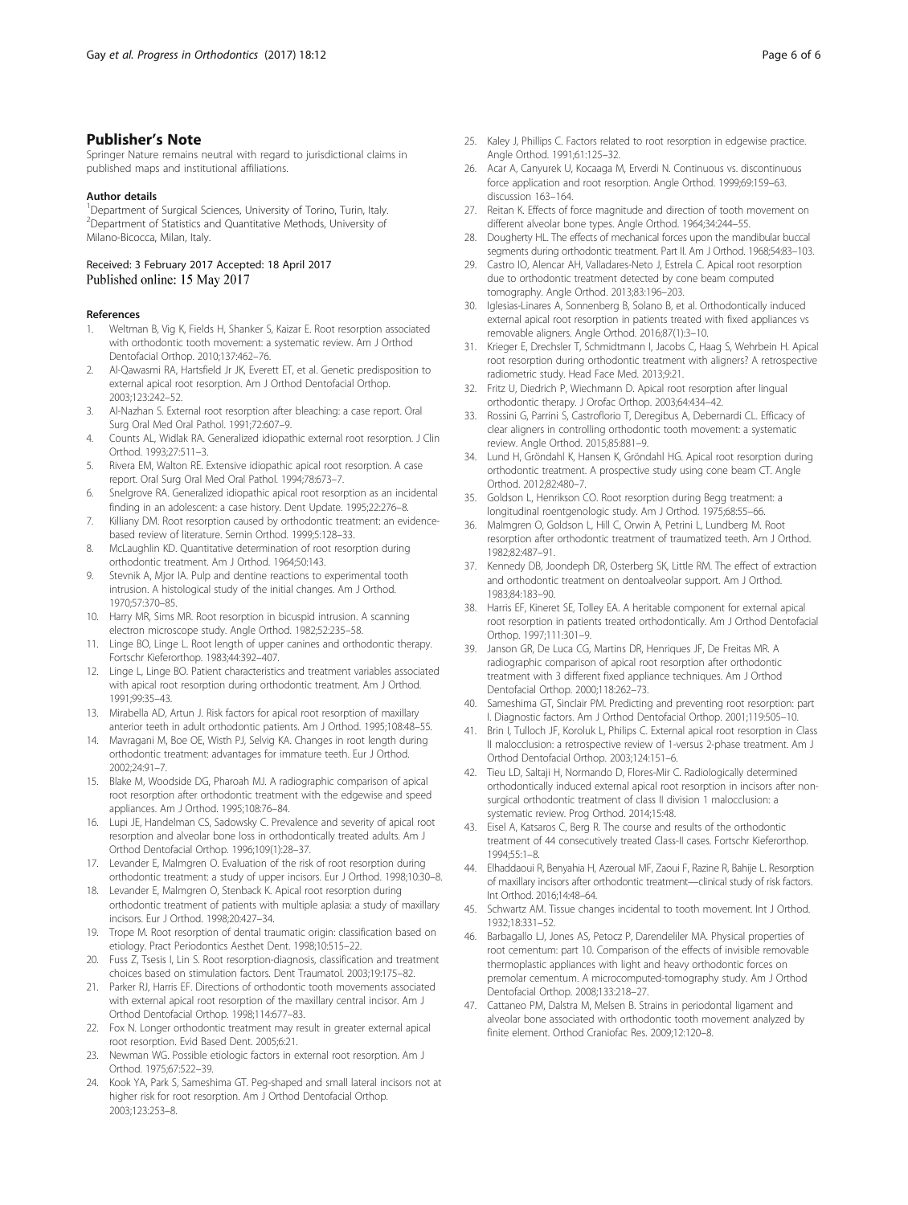## Publisher's Note

Springer Nature remains neutral with regard to jurisdictional claims in published maps and institutional affiliations.

### Author details

[1]Department of Surgical Sciences, University of Torino, Turin, Italy. [2]Department of Statistics and Quantitative Methods, University of Milano-Bicocca, Milan, Italy.

Received: 3 February 2017 Accepted: 18 April 2017
Published online: 15 May 2017

### References

1. Weltman B, Vig K, Fields H, Shanker S, Kaizar E. Root resorption associated with orthodontic tooth movement: a systematic review. Am J Orthod Dentofacial Orthop. 2010;137:462–76.
2. Al-Qawasmi RA, Hartsfield Jr JK, Everett ET, et al. Genetic predisposition to external apical root resorption. Am J Orthod Dentofacial Orthop. 2003;123:242–52.
3. Al-Nazhan S. External root resorption after bleaching: a case report. Oral Surg Oral Med Oral Pathol. 1991;72:607–9.
4. Counts AL, Widlak RA. Generalized idiopathic external root resorption. J Clin Orthod. 1993;27:511–3.
5. Rivera EM, Walton RE. Extensive idiopathic apical root resorption. A case report. Oral Surg Oral Med Oral Pathol. 1994;78:673–7.
6. Snelgrove RA. Generalized idiopathic apical root resorption as an incidental finding in an adolescent: a case history. Dent Update. 1995;22:276–8.
7. Killiany DM. Root resorption caused by orthodontic treatment: an evidence-based review of literature. Semin Orthod. 1999;5:128–33.
8. McLaughlin KD. Quantitative determination of root resorption during orthodontic treatment. Am J Orthod. 1964;50:143.
9. Stevnik A, Mjor IA. Pulp and dentine reactions to experimental tooth intrusion. A histological study of the initial changes. Am J Orthod. 1970;57:370–85.
10. Harry MR, Sims MR. Root resorption in bicuspid intrusion. A scanning electron microscope study. Angle Orthod. 1982;52:235–58.
11. Linge BO, Linge L. Root length of upper canines and orthodontic therapy. Fortschr Kieferorthop. 1983;44:392–407.
12. Linge L, Linge BO. Patient characteristics and treatment variables associated with apical root resorption during orthodontic treatment. Am J Orthod. 1991;99:35–43.
13. Mirabella AD, Artun J. Risk factors for apical root resorption of maxillary anterior teeth in adult orthodontic patients. Am J Orthod. 1995;108:48–55.
14. Mavragani M, Boe OE, Wisth PJ, Selvig KA. Changes in root length during orthodontic treatment: advantages for immature teeth. Eur J Orthod. 2002;24:91–7.
15. Blake M, Woodside DG, Pharoah MJ. A radiographic comparison of apical root resorption after orthodontic treatment with the edgewise and speed appliances. Am J Orthod. 1995;108:76–84.
16. Lupi JE, Handelman CS, Sadowsky C. Prevalence and severity of apical root resorption and alveolar bone loss in orthodontically treated adults. Am J Orthod Dentofacial Orthop. 1996;109(1):28–37.
17. Levander E, Malmgren O. Evaluation of the risk of root resorption during orthodontic treatment: a study of upper incisors. Eur J Orthod. 1998;10:30–8.
18. Levander E, Malmgren O, Stenback K. Apical root resorption during orthodontic treatment of patients with multiple aplasia: a study of maxillary incisors. Eur J Orthod. 1998;20:427–34.
19. Trope M. Root resorption of dental traumatic origin: classification based on etiology. Pract Periodontics Aesthet Dent. 1998;10:515–22.
20. Fuss Z, Tsesis I, Lin S. Root resorption-diagnosis, classification and treatment choices based on stimulation factors. Dent Traumatol. 2003;19:175–82.
21. Parker RJ, Harris EF. Directions of orthodontic tooth movements associated with external apical root resorption of the maxillary central incisor. Am J Orthod Dentofacial Orthop. 1998;114:677–83.
22. Fox N. Longer orthodontic treatment may result in greater external apical root resorption. Evid Based Dent. 2005;6:21.
23. Newman WG. Possible etiologic factors in external root resorption. Am J Orthod. 1975;67:522–39.
24. Kook YA, Park S, Sameshima GT. Peg-shaped and small lateral incisors not at higher risk for root resorption. Am J Orthod Dentofacial Orthop. 2003;123:253–8.
25. Kaley J, Phillips C. Factors related to root resorption in edgewise practice. Angle Orthod. 1991;61:125–32.
26. Acar A, Canyurek U, Kocaaga M, Erverdi N. Continuous vs. discontinuous force application and root resorption. Angle Orthod. 1999;69:159–63. discussion 163–164.
27. Reitan K. Effects of force magnitude and direction of tooth movement on different alveolar bone types. Angle Orthod. 1964;34:244–55.
28. Dougherty HL. The effects of mechanical forces upon the mandibular buccal segments during orthodontic treatment. Part II. Am J Orthod. 1968;54:83–103.
29. Castro IO, Alencar AH, Valladares-Neto J, Estrela C. Apical root resorption due to orthodontic treatment detected by cone beam computed tomography. Angle Orthod. 2013;83:196–203.
30. Iglesias-Linares A, Sonnenberg B, Solano B, et al. Orthodontically induced external apical root resorption in patients treated with fixed appliances vs removable aligners. Angle Orthod. 2016;87(1):3–10.
31. Krieger E, Drechsler T, Schmidtmann I, Jacobs C, Haag S, Wehrbein H. Apical root resorption during orthodontic treatment with aligners? A retrospective radiometric study. Head Face Med. 2013;9:21.
32. Fritz U, Diedrich P, Wiechmann D. Apical root resorption after lingual orthodontic therapy. J Orofac Orthop. 2003;64:434–42.
33. Rossini G, Parrini S, Castroflorio T, Deregibus A, Debernardi CL. Efficacy of clear aligners in controlling orthodontic tooth movement: a systematic review. Angle Orthod. 2015;85:881–9.
34. Lund H, Gröndahl K, Hansen K, Gröndahl HG. Apical root resorption during orthodontic treatment. A prospective study using cone beam CT. Angle Orthod. 2012;82:480–7.
35. Goldson L, Henrikson CO. Root resorption during Begg treatment: a longitudinal roentgenologic study. Am J Orthod. 1975;68:55–66.
36. Malmgren O, Goldson L, Hill C, Orwin A, Petrini L, Lundberg M. Root resorption after orthodontic treatment of traumatized teeth. Am J Orthod. 1982;82:487–91.
37. Kennedy DB, Joondeph DR, Osterberg SK, Little RM. The effect of extraction and orthodontic treatment on dentoalveolar support. Am J Orthod. 1983;84:183–90.
38. Harris EF, Kineret SE, Tolley EA. A heritable component for external apical root resorption in patients treated orthodontically. Am J Orthod Dentofacial Orthop. 1997;111:301–9.
39. Janson GR, De Luca CG, Martins DR, Henriques JF, De Freitas MR. A radiographic comparison of apical root resorption after orthodontic treatment with 3 different fixed appliance techniques. Am J Orthod Dentofacial Orthop. 2000;118:262–73.
40. Sameshima GT, Sinclair PM. Predicting and preventing root resorption: part I. Diagnostic factors. Am J Orthod Dentofacial Orthop. 2001;119:505–10.
41. Brin I, Tulloch JF, Koroluk L, Philips C. External apical root resorption in Class II malocclusion: a retrospective review of 1-versus 2-phase treatment. Am J Orthod Dentofacial Orthop. 2003;124:151–6.
42. Tieu LD, Saltaji H, Normando D, Flores-Mir C. Radiologically determined orthodontically induced external apical root resorption in incisors after non-surgical orthodontic treatment of class II division 1 malocclusion: a systematic review. Prog Orthod. 2014;15:48.
43. Eisel A, Katsaros C, Berg R. The course and results of the orthodontic treatment of 44 consecutively treated Class-II cases. Fortschr Kieferorthop. 1994;55:1–8.
44. Elhaddaoui R, Benyahia H, Azeroual MF, Zaoui F, Razine R, Bahije L. Resorption of maxillary incisors after orthodontic treatment—clinical study of risk factors. Int Orthod. 2016;14:48–64.
45. Schwartz AM. Tissue changes incidental to tooth movement. Int J Orthod. 1932;18:331–52.
46. Barbagallo LJ, Jones AS, Petocz P, Darendeliler MA. Physical properties of root cementum: part 10. Comparison of the effects of invisible removable thermoplastic appliances with light and heavy orthodontic forces on premolar cementum. A microcomputed-tomography study. Am J Orthod Dentofacial Orthop. 2008;133:218–27.
47. Cattaneo PM, Dalstra M, Melsen B. Strains in periodontal ligament and alveolar bone associated with orthodontic tooth movement analyzed by finite element. Orthod Craniofac Res. 2009;12:120–8.